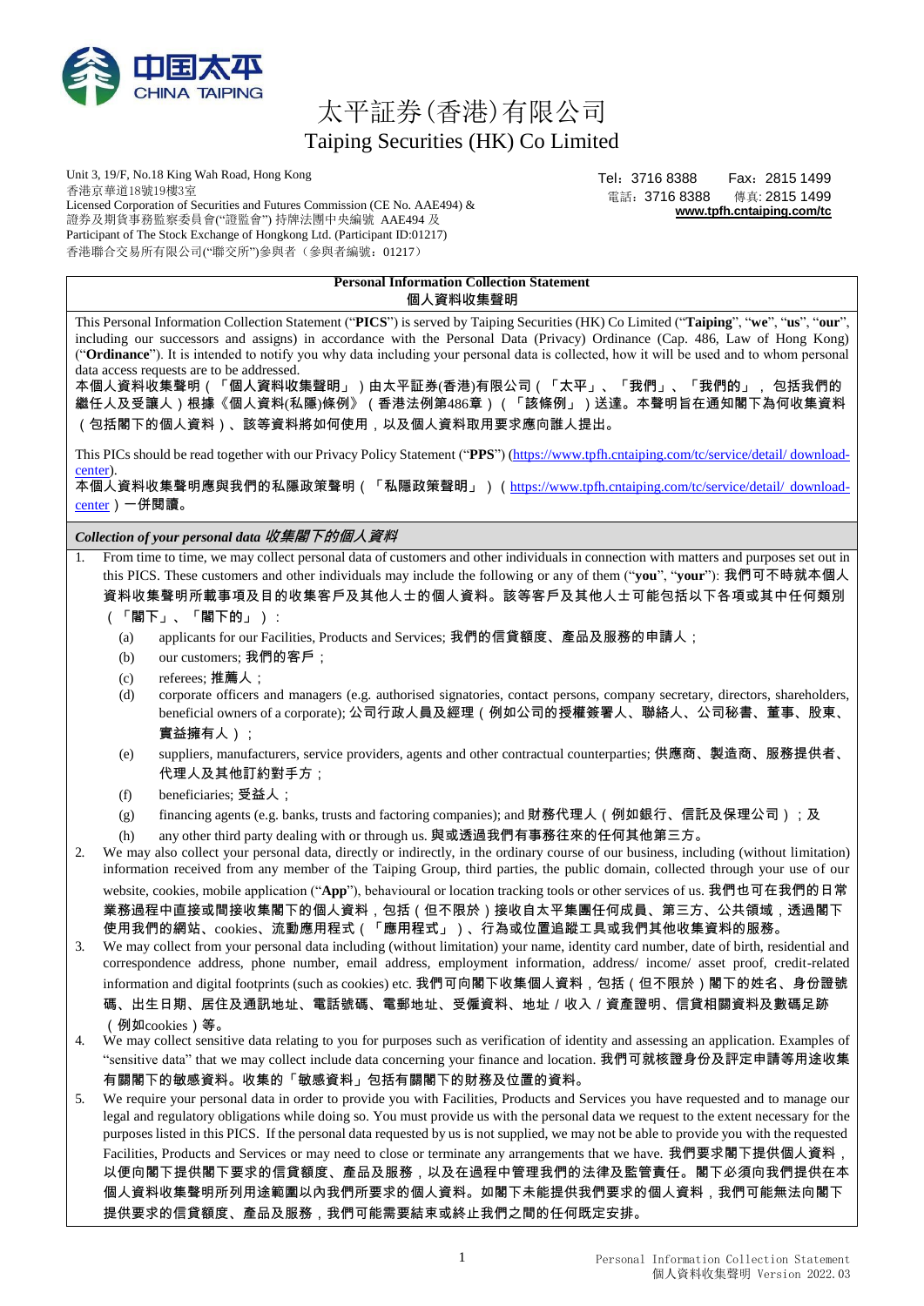# 太平証券(香港)有限公司
# Taiping Securities (HK) Co Limited

Unit 3, 19/F, No.18 King Wah Road, Hong Kong
香港京華道18號19樓3室
Licensed Corporation of Securities and Futures Commission (CE No. AAE494) &
證券及期貨事務監察委員會("證監會") 持牌法團中央編號 AAE494 及
Participant of The Stock Exchange of Hongkong Ltd. (Participant ID:01217)
香港聯合交易所有限公司("聯交所")參與者（參與者編號：01217）

Tel：3716 8388　　Fax：2815 1499
電話：3716 8388　　傳真: 2815 1499
**www.tpfh.cntaiping.com/tc**

## Personal Information Collection Statement
## 個人資料收集聲明

This Personal Information Collection Statement ("**PICS**") is served by Taiping Securities (HK) Co Limited ("**Taiping**", "**we**", "**us**", "**our**", including our successors and assigns) in accordance with the Personal Data (Privacy) Ordinance (Cap. 486, Law of Hong Kong) ("**Ordinance**"). It is intended to notify you why data including your personal data is collected, how it will be used and to whom personal data access requests are to be addressed.
本個人資料收集聲明（「個人資料收集聲明」）由太平証券(香港)有限公司（「太平」、「我們」、「我們的」，包括我們的繼任人及受讓人）根據《個人資料(私隱)條例》（香港法例第486章）（「該條例」）送達。本聲明旨在通知閣下為何收集資料（包括閣下的個人資料）、該等資料將如何使用，以及個人資料取用要求應向誰人提出。

This PICs should be read together with our Privacy Policy Statement ("**PPS**") (https://www.tpfh.cntaiping.com/tc/service/detail/ download-center).
本個人資料收集聲明應與我們的私隱政策聲明（「私隱政策聲明」）（https://www.tpfh.cntaiping.com/tc/service/detail/ download-center）一併閱讀。

### *Collection of your personal data 收集閣下的個人資料*

1. From time to time, we may collect personal data of customers and other individuals in connection with matters and purposes set out in this PICS. These customers and other individuals may include the following or any of them ("**you**", "**your**"): 我們可不時就本個人資料收集聲明所載事項及目的收集客戶及其他人士的個人資料。該等客戶及其他人士可能包括以下各項或其中任何類別（「閣下」、「閣下的」）：
   (a) applicants for our Facilities, Products and Services; 我們的信貸額度、產品及服務的申請人；
   (b) our customers; 我們的客戶；
   (c) referees; 推薦人；
   (d) corporate officers and managers (e.g. authorised signatories, contact persons, company secretary, directors, shareholders, beneficial owners of a corporate); 公司行政人員及經理（例如公司的授權簽署人、聯絡人、公司秘書、董事、股東、實益擁有人）；
   (e) suppliers, manufacturers, service providers, agents and other contractual counterparties; 供應商、製造商、服務提供者、代理人及其他訂約對手方；
   (f) beneficiaries; 受益人；
   (g) financing agents (e.g. banks, trusts and factoring companies); and 財務代理人（例如銀行、信託及保理公司）；及
   (h) any other third party dealing with or through us. 與或透過我們有事務往來的任何其他第三方。
2. We may also collect your personal data, directly or indirectly, in the ordinary course of our business, including (without limitation) information received from any member of the Taiping Group, third parties, the public domain, collected through your use of our website, cookies, mobile application ("**App**"), behavioural or location tracking tools or other services of us. 我們也可在我們的日常業務過程中直接或間接收集閣下的個人資料，包括（但不限於）接收自太平集團任何成員、第三方、公共領域，透過閣下使用我們的網站、cookies、流動應用程式（「應用程式」）、行為或位置追蹤工具或我們其他收集資料的服務。
3. We may collect from your personal data including (without limitation) your name, identity card number, date of birth, residential and correspondence address, phone number, email address, employment information, address/ income/ asset proof, credit-related information and digital footprints (such as cookies) etc. 我們可向閣下收集個人資料，包括（但不限於）閣下的姓名、身份證號碼、出生日期、居住及通訊地址、電話號碼、電郵地址、受僱資料、地址 / 收入 / 資產證明、信貸相關資料及數碼足跡（例如cookies）等。
4. We may collect sensitive data relating to you for purposes such as verification of identity and assessing an application. Examples of "sensitive data" that we may collect include data concerning your finance and location. 我們可就核證身份及評定申請等用途收集有關閣下的敏感資料。收集的「敏感資料」包括有關閣下的財務及位置的資料。
5. We require your personal data in order to provide you with Facilities, Products and Services you have requested and to manage our legal and regulatory obligations while doing so. You must provide us with the personal data we request to the extent necessary for the purposes listed in this PICS. If the personal data requested by us is not supplied, we may not be able to provide you with the requested Facilities, Products and Services or may need to close or terminate any arrangements that we have. 我們要求閣下提供個人資料，以便向閣下提供閣下要求的信貸額度、產品及服務，以及在這過程中管理我們的法律及監管責任。閣下必須向我們提供在本個人資料收集聲明所列用途範圍以內我們所要求的個人資料。如閣下未能提供我們要求的個人資料，我們可能無法向閣下提供要求的信貸額度、產品及服務，我們可能需要結束或終止我們之間的任何既定安排。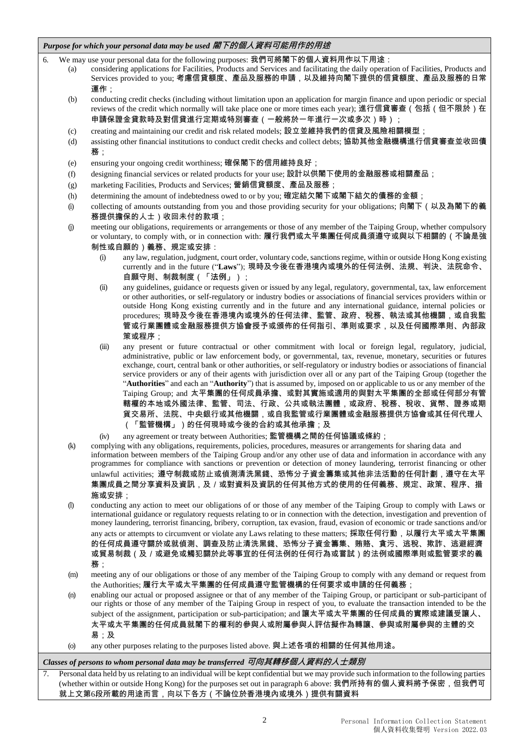***Purpose for which your personal data may be used 閣下的個人資料可能用作的用途***

6. We may use your personal data for the following purposes: 我們可將閣下的個人資料用作以下用途：
   (a) considering applications for Facilities, Products and Services and facilitating the daily operation of Facilities, Products and Services provided to you; 考慮信貸額度、產品及服務的申請，以及維持向閣下提供的信貸額度、產品及服務的日常運作；
   (b) conducting credit checks (including without limitation upon an application for margin finance and upon periodic or special reviews of the credit which normally will take place one or more times each year); 進行信貸審查（包括（但不限於）在申請保證金貸款時及對信貸進行定期或特別審查（一般將於一年進行一次或多次）時）；
   (c) creating and maintaining our credit and risk related models; 設立並維持我們的信貸及風險相關模型；
   (d) assisting other financial institutions to conduct credit checks and collect debts; 協助其他金融機構進行信貸審查並收回債務；
   (e) ensuring your ongoing credit worthiness; 確保閣下的信用維持良好；
   (f) designing financial services or related products for your use; 設計以供閣下使用的金融服務或相關產品；
   (g) marketing Facilities, Products and Services; 營銷信貸額度、產品及服務；
   (h) determining the amount of indebtedness owed to or by you; 確定結欠閣下或閣下結欠的債務的金額；
   (i) collecting of amounts outstanding from you and those providing security for your obligations; 向閣下（以及為閣下的義務提供擔保的人士）收回未付的款項；
   (j) meeting our obligations, requirements or arrangements or those of any member of the Taiping Group, whether compulsory or voluntary, to comply with, or in connection with: 履行我們或太平集團任何成員須遵守或與以下相關的（不論是強制性或自願的）義務、規定或安排：
      (i) any law, regulation, judgment, court order, voluntary code, sanctions regime, within or outside Hong Kong existing currently and in the future ("**Laws**"); 現時及今後在香港境內或境外的任何法例、法規、判決、法院命令、自願守則、制裁制度（「法例」）；
      (ii) any guidelines, guidance or requests given or issued by any legal, regulatory, governmental, tax, law enforcement or other authorities, or self-regulatory or industry bodies or associations of financial services providers within or outside Hong Kong existing currently and in the future and any international guidance, internal policies or procedures; 現時及今後在香港境內或境外的任何法律、監管、政府、稅務、執法或其他機關，或自我監管或行業團體或金融服務提供方協會授予或頒佈的任何指引、準則或要求，以及任何國際準則、內部政策或程序；
      (iii) any present or future contractual or other commitment with local or foreign legal, regulatory, judicial, administrative, public or law enforcement body, or governmental, tax, revenue, monetary, securities or futures exchange, court, central bank or other authorities, or self-regulatory or industry bodies or associations of financial service providers or any of their agents with jurisdiction over all or any part of the Taiping Group (together the "**Authorities**" and each an "**Authority**") that is assumed by, imposed on or applicable to us or any member of the Taiping Group; and 太平集團的任何成員承擔、或對其實施或適用的與對太平集團的全部或任何部分有管轄權的本地或外國法律、監管、司法、行政、公共或執法團體，或政府、稅務、稅收、貨幣、證券或期貨交易所、法院、中央銀行或其他機關，或自我監管或行業團體或金融服務提供方協會或其任何代理人（「監管機構」）的任何現時或今後的合約或其他承擔；及
      (iv) any agreement or treaty between Authorities; 監管機構之間的任何協議或條約；
   (k) complying with any obligations, requirements, policies, procedures, measures or arrangements for sharing data and information between members of the Taiping Group and/or any other use of data and information in accordance with any programmes for compliance with sanctions or prevention or detection of money laundering, terrorist financing or other unlawful activities; 遵守制裁或防止或偵測清洗黑錢、恐怖分子資金籌集或其他非法活動的任何計劃，遵守在太平集團成員之間分享資料及資訊，及／或對資料及資訊的任何其他方式的使用的任何義務、規定、政策、程序、措施或安排；
   (l) conducting any action to meet our obligations of or those of any member of the Taiping Group to comply with Laws or international guidance or regulatory requests relating to or in connection with the detection, investigation and prevention of money laundering, terrorist financing, bribery, corruption, tax evasion, fraud, evasion of economic or trade sanctions and/or any acts or attempts to circumvent or violate any Laws relating to these matters; 採取任何行動，以履行太平或太平集團的任何成員遵守關於或就偵測、調查及防止清洗黑錢、恐怖分子資金籌集、賄賂、貪污、逃稅、欺詐、逃避經濟或貿易制裁（及／或避免或觸犯關於此等事宜的任何法例的任何行為或嘗試）的法例或國際準則或監管要求的義務；
   (m) meeting any of our obligations or those of any member of the Taiping Group to comply with any demand or request from the Authorities; 履行太平或太平集團的任何成員遵守監管機構的任何要求或申請的任何義務；
   (n) enabling our actual or proposed assignee or that of any member of the Taiping Group, or participant or sub-participant of our rights or those of any member of the Taiping Group in respect of you, to evaluate the transaction intended to be the subject of the assignment, participation or sub-participation; and 讓太平或太平集團的任何成員的實際或建議受讓人、太平或太平集團的任何成員就閣下的權利的參與人或附屬參與人評估擬作為轉讓、參與或附屬參與的主體的交易；及
   (o) any other purposes relating to the purposes listed above. 與上述各項的相關的任何其他用途。

***Classes of persons to whom personal data may be transferred 可向其轉移個人資料的人士類別***

7. Personal data held by us relating to an individual will be kept confidential but we may provide such information to the following parties (whether within or outside Hong Kong) for the purposes set out in paragraph 6 above: 我們所持有的個人資料將予保密，但我們可就上文第6段所載的用途而言，向以下各方（不論位於香港境內或境外）提供有關資料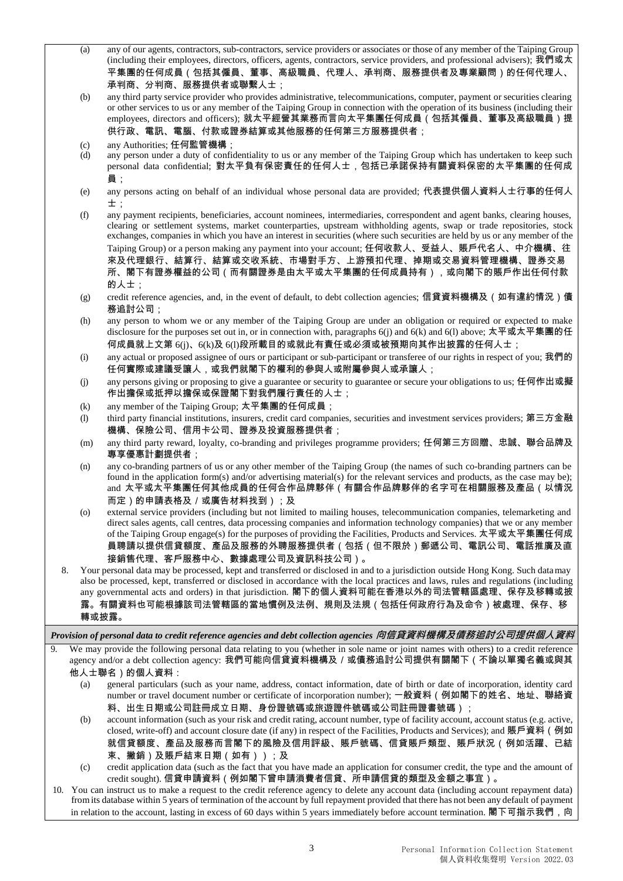(a) any of our agents, contractors, sub-contractors, service providers or associates or those of any member of the Taiping Group (including their employees, directors, officers, agents, contractors, service providers, and professional advisers); 我們或太平集團的任何成員（包括其僱員、董事、高級職員、代理人、承判商、服務提供者及專業顧問）的任何代理人、承判商、分判商、服務提供者或聯繫人士；

(b) any third party service provider who provides administrative, telecommunications, computer, payment or securities clearing or other services to us or any member of the Taiping Group in connection with the operation of its business (including their employees, directors and officers); 就太平經營其業務而言向太平集團任何成員（包括其僱員、董事及高級職員）提供行政、電訊、電腦、付款或證券結算或其他服務的任何第三方服務提供者；

(c) any Authorities; 任何監管機構；

(d) any person under a duty of confidentiality to us or any member of the Taiping Group which has undertaken to keep such personal data confidential; 對太平負有保密責任的任何人士，包括已承諾保持有關資料保密的太平集團的任何成員；

(e) any persons acting on behalf of an individual whose personal data are provided; 代表提供個人資料人士行事的任何人士；

(f) any payment recipients, beneficiaries, account nominees, intermediaries, correspondent and agent banks, clearing houses, clearing or settlement systems, market counterparties, upstream withholding agents, swap or trade repositories, stock exchanges, companies in which you have an interest in securities (where such securities are held by us or any member of the Taiping Group) or a person making any payment into your account; 任何收款人、受益人、賬戶代名人、中介機構、往來及代理銀行、結算行、結算或交收系統、市場對手方、上游預扣代理、掉期或交易資料管理機構、證券交易所、閣下有證券權益的公司（而有關證券是由太平或太平集團的任何成員持有），或向閣下的賬戶作出任何付款的人士；

(g) credit reference agencies, and, in the event of default, to debt collection agencies; 信貸資料機構及（如有違約情況）債務追討公司；

(h) any person to whom we or any member of the Taiping Group are under an obligation or required or expected to make disclosure for the purposes set out in, or in connection with, paragraphs 6(j) and 6(k) and 6(l) above; 太平或太平集團的任何成員就上文第 6(j)、6(k)及 6(l)段所載目的或就此有責任或必須或被預期向其作出披露的任何人士；

(i) any actual or proposed assignee of ours or participant or sub-participant or transferee of our rights in respect of you; 我們的任何實際或建議受讓人，或我們就閣下的權利的參與人或附屬參與人或承讓人；

(j) any persons giving or proposing to give a guarantee or security to guarantee or secure your obligations to us; 任何作出或擬作出擔保或抵押以擔保或保證閣下對我們履行責任的人士；

(k) any member of the Taiping Group; 太平集團的任何成員；

(l) third party financial institutions, insurers, credit card companies, securities and investment services providers; 第三方金融機構、保險公司、信用卡公司、證券及投資服務提供者；

(m) any third party reward, loyalty, co-branding and privileges programme providers; 任何第三方回贈、忠誠、聯合品牌及專享優惠計劃提供者；

(n) any co-branding partners of us or any other member of the Taiping Group (the names of such co-branding partners can be found in the application form(s) and/or advertising material(s) for the relevant services and products, as the case may be); and 太平或太平集團任何其他成員的任何合作品牌夥伴（有關合作品牌夥伴的名字可在相關服務及產品（以情況而定）的申請表格及／或廣告材料找到）；及

(o) external service providers (including but not limited to mailing houses, telecommunication companies, telemarketing and direct sales agents, call centres, data processing companies and information technology companies) that we or any member of the Taiping Group engage(s) for the purposes of providing the Facilities, Products and Services. 太平或太平集團任何成員聘請以提供信貸額度、產品及服務的外聘服務提供者（包括（但不限於）郵遞公司、電訊公司、電話推廣及直接銷售代理、客戶服務中心、數據處理公司及資訊科技公司）。

8. Your personal data may be processed, kept and transferred or disclosed in and to a jurisdiction outside Hong Kong. Such data may also be processed, kept, transferred or disclosed in accordance with the local practices and laws, rules and regulations (including any governmental acts and orders) in that jurisdiction. 閣下的個人資料可能在香港以外的司法管轄區處理、保存及移轉或披露。有關資料也可能根據該司法管轄區的當地慣例及法例、規則及法規（包括任何政府行為及命令）被處理、保存、移轉或披露。

***Provision of personal data to credit reference agencies and debt collection agencies 向信貸資料機構及債務追討公司提供個人資料***

9. We may provide the following personal data relating to you (whether in sole name or joint names with others) to a credit reference agency and/or a debt collection agency: 我們可能向信貸資料機構及／或債務追討公司提供有關閣下（不論以單獨名義或與其他人士聯名）的個人資料：

(a) general particulars (such as your name, address, contact information, date of birth or date of incorporation, identity card number or travel document number or certificate of incorporation number); 一般資料（例如閣下的姓名、地址、聯絡資料、出生日期或公司註冊成立日期、身份證號碼或旅遊證件號碼或公司註冊證書號碼）；

(b) account information (such as your risk and credit rating, account number, type of facility account, account status (e.g. active, closed, write-off) and account closure date (if any) in respect of the Facilities, Products and Services); and 賬戶資料（例如就信貸額度、產品及服務而言閣下的風險及信用評級、賬戶號碼、信貸賬戶類型、賬戶狀況（例如活躍、已結束、撇銷）及賬戶結束日期（如有））；及

(c) credit application data (such as the fact that you have made an application for consumer credit, the type and the amount of credit sought). 信貸申請資料（例如閣下曾申請消費者信貸、所申請信貸的類型及金額之事宜）。

10. You can instruct us to make a request to the credit reference agency to delete any account data (including account repayment data) from its database within 5 years of termination of the account by full repayment provided that there has not been any default of payment in relation to the account, lasting in excess of 60 days within 5 years immediately before account termination. 閣下可指示我們，向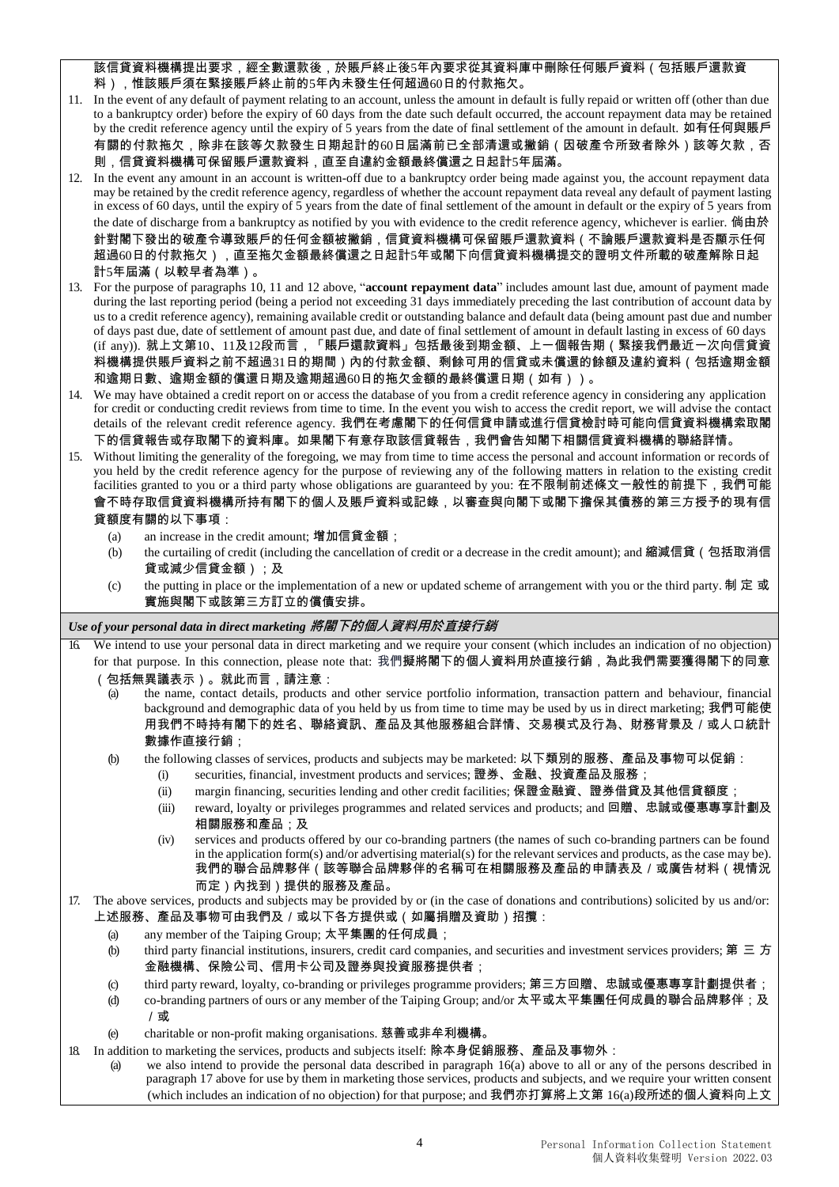該信貸資料機構提出要求，經全數還款後，於賬戶終止後5年內要求從其資料庫中刪除任何賬戶資料（包括賬戶還款資料），惟該賬戶須在緊接賬戶終止前的5年內未發生任何超過60日的付款拖欠。

11. In the event of any default of payment relating to an account, unless the amount in default is fully repaid or written off (other than due to a bankruptcy order) before the expiry of 60 days from the date such default occurred, the account repayment data may be retained by the credit reference agency until the expiry of 5 years from the date of final settlement of the amount in default. 如有任何與賬戶有關的付款拖欠，除非在該等欠款發生日期起計的60日屆滿前已全部清還或撇銷（因破產令所致者除外）該等欠款，否則，信貸資料機構可保留賬戶還款資料，直至自違約金額最終償還之日起計5年屆滿。

12. In the event any amount in an account is written-off due to a bankruptcy order being made against you, the account repayment data may be retained by the credit reference agency, regardless of whether the account repayment data reveal any default of payment lasting in excess of 60 days, until the expiry of 5 years from the date of final settlement of the amount in default or the expiry of 5 years from the date of discharge from a bankruptcy as notified by you with evidence to the credit reference agency, whichever is earlier. 倘由於針對閣下發出的破產令導致賬戶的任何金額被撇銷，信貸資料機構可保留賬戶還款資料（不論賬戶還款資料是否顯示任何超過60日的付款拖欠），直至拖欠金額最終償還之日起計5年或閣下向信貸資料機構提交的證明文件所載的破產解除日起計5年屆滿（以較早者為準）。

13. For the purpose of paragraphs 10, 11 and 12 above, "**account repayment data**" includes amount last due, amount of payment made during the last reporting period (being a period not exceeding 31 days immediately preceding the last contribution of account data by us to a credit reference agency), remaining available credit or outstanding balance and default data (being amount past due and number of days past due, date of settlement of amount past due, and date of final settlement of amount in default lasting in excess of 60 days (if any)). 就上文第10、11及12段而言，「賬戶還款資料」包括最後到期金額、上一個報告期（緊接我們最近一次向信貸資料機構提供賬戶資料之前不超過31日的期間）內的付款金額、剩餘可用的信貸或未償還的餘額及違約資料（包括逾期金額和逾期日數、逾期金額的償還日期及逾期超過60日的拖欠金額的最終償還日期（如有））。

14. We may have obtained a credit report on or access the database of you from a credit reference agency in considering any application for credit or conducting credit reviews from time to time. In the event you wish to access the credit report, we will advise the contact details of the relevant credit reference agency. 我們在考慮閣下的任何信貸申請或進行信貸檢討時可能向信貸資料機構索取閣下的信貸報告或存取閣下的資料庫。如果閣下有意存取該信貸報告，我們會告知閣下相關信貸資料機構的聯絡詳情。

15. Without limiting the generality of the foregoing, we may from time to time access the personal and account information or records of you held by the credit reference agency for the purpose of reviewing any of the following matters in relation to the existing credit facilities granted to you or a third party whose obligations are guaranteed by you: 在不限制前述條文一般性的前提下，我們可能會不時存取信貸資料機構所持有閣下的個人及賬戶資料或記錄，以審查與向閣下或閣下擔保其債務的第三方授予的現有信貸額度有關的以下事項：
    (a) an increase in the credit amount; 增加信貸金額；
    (b) the curtailing of credit (including the cancellation of credit or a decrease in the credit amount); and 縮減信貸（包括取消信貸或減少信貸金額）；及
    (c) the putting in place or the implementation of a new or updated scheme of arrangement with you or the third party. 制定或實施與閣下或該第三方訂立的償債安排。

***Use of your personal data in direct marketing 將閣下的個人資料用於直接行銷***

16. We intend to use your personal data in direct marketing and we require your consent (which includes an indication of no objection) for that purpose. In this connection, please note that: 我們擬將閣下的個人資料用於直接行銷，為此我們需要獲得閣下的同意（包括無異議表示）。就此而言，請注意：
    (a) the name, contact details, products and other service portfolio information, transaction pattern and behaviour, financial background and demographic data of you held by us from time to time may be used by us in direct marketing; 我們可能使用我們不時持有閣下的姓名、聯絡資訊、產品及其他服務組合詳情、交易模式及行為、財務背景及／或人口統計數據作直接行銷；
    (b) the following classes of services, products and subjects may be marketed: 以下類別的服務、產品及事物可以促銷：
        (i) securities, financial, investment products and services; 證券、金融、投資產品及服務；
        (ii) margin financing, securities lending and other credit facilities; 保證金融資、證券借貸及其他信貸額度；
        (iii) reward, loyalty or privileges programmes and related services and products; and 回贈、忠誠或優惠專享計劃及相關服務和產品；及
        (iv) services and products offered by our co-branding partners (the names of such co-branding partners can be found in the application form(s) and/or advertising material(s) for the relevant services and products, as the case may be). 我們的聯合品牌夥伴（該等聯合品牌夥伴的名稱可在相關服務及產品的申請表及／或廣告材料（視情況而定）內找到）提供的服務及產品。

17. The above services, products and subjects may be provided by or (in the case of donations and contributions) solicited by us and/or: 上述服務、產品及事物可由我們及／或以下各方提供或（如屬捐贈及資助）招攬：
    (a) any member of the Taiping Group; 太平集團的任何成員；
    (b) third party financial institutions, insurers, credit card companies, and securities and investment services providers; 第三方金融機構、保險公司、信用卡公司及證券與投資服務提供者；
    (c) third party reward, loyalty, co-branding or privileges programme providers; 第三方回贈、忠誠或優惠專享計劃提供者；
    (d) co-branding partners of ours or any member of the Taiping Group; and/or 太平或太平集團任何成員的聯合品牌夥伴；及／或
    (e) charitable or non-profit making organisations. 慈善或非牟利機構。

18. In addition to marketing the services, products and subjects itself: 除本身促銷服務、產品及事物外：
    (a) we also intend to provide the personal data described in paragraph 16(a) above to all or any of the persons described in paragraph 17 above for use by them in marketing those services, products and subjects, and we require your written consent (which includes an indication of no objection) for that purpose; and 我們亦打算將上文第16(a)段所述的個人資料向上文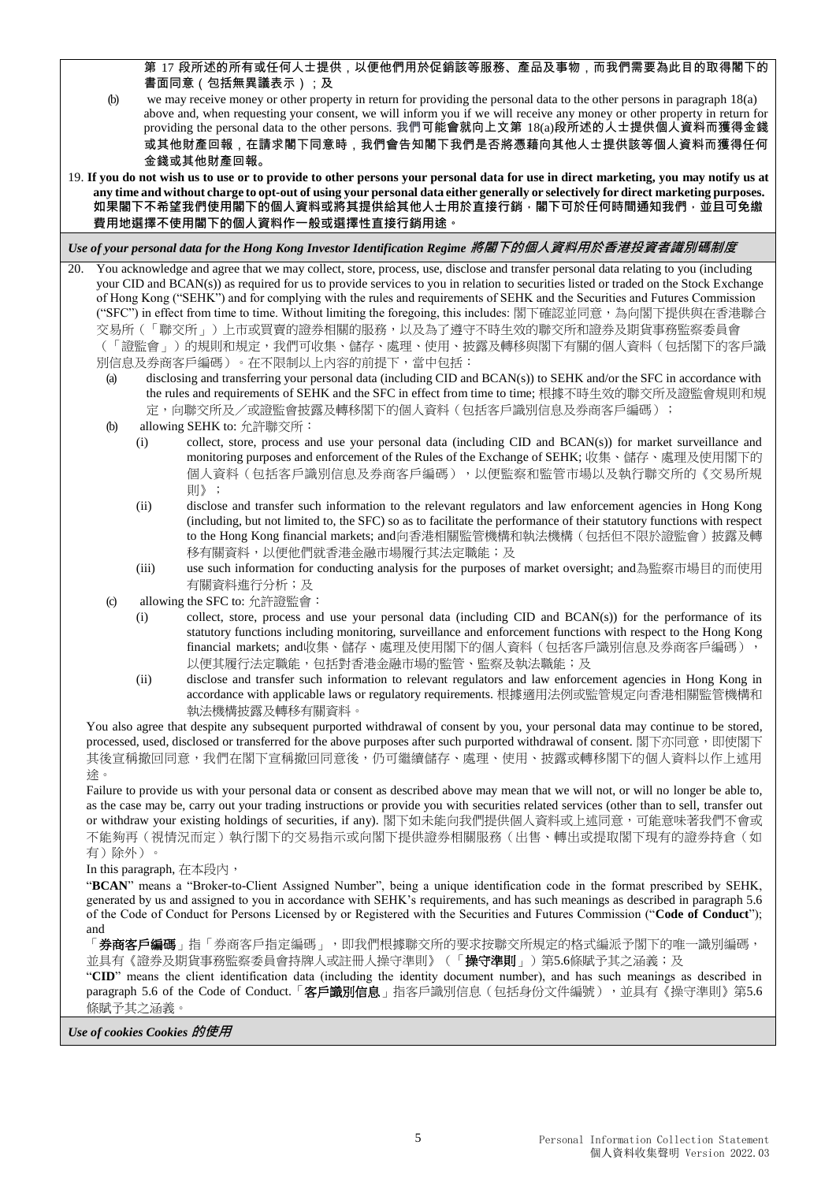**第 17 段所述的所有或任何人士提供，以便他們用於促銷該等服務、產品及事物，而我們需要為此目的取得閣下的書面同意（包括無異議表示）；及**

(b) we may receive money or other property in return for providing the personal data to the other persons in paragraph 18(a) above and, when requesting your consent, we will inform you if we will receive any money or other property in return for providing the personal data to the other persons. **我們可能會就向上文第 18(a)段所述的人士提供個人資料而獲得金錢或其他財產回報，在請求閣下同意時，我們會告知閣下我們是否將憑藉向其他人士提供該等個人資料而獲得任何金錢或其他財產回報。**

19. **If you do not wish us to use or to provide to other persons your personal data for use in direct marketing, you may notify us at any time and without charge to opt-out of using your personal data either generally or selectively for direct marketing purposes. 如果閣下不希望我們使用閣下的個人資料或將其提供給其他人士用於直接行銷，閣下可於任何時間通知我們，並且可免繳費用地選擇不使用閣下的個人資料作一般或選擇性直接行銷用途。**

***Use of your personal data for the Hong Kong Investor Identification Regime 將閣下的個人資料用於香港投資者識別碼制度***

20. You acknowledge and agree that we may collect, store, process, use, disclose and transfer personal data relating to you (including your CID and BCAN(s)) as required for us to provide services to you in relation to securities listed or traded on the Stock Exchange of Hong Kong ("SEHK") and for complying with the rules and requirements of SEHK and the Securities and Futures Commission ("SFC") in effect from time to time. Without limiting the foregoing, this includes: 閣下確認並同意，為向閣下提供與在香港聯合交易所（「聯交所」）上市或買賣的證券相關的服務，以及為了遵守不時生效的聯交所和證券及期貨事務監察委員會（「證監會」）的規則和規定，我們可收集、儲存、處理、使用、披露及轉移與閣下有關的個人資料（包括閣下的客戶識別信息及券商客戶編碼）。在不限制以上內容的前提下，當中包括：
   - (a) disclosing and transferring your personal data (including CID and BCAN(s)) to SEHK and/or the SFC in accordance with the rules and requirements of SEHK and the SFC in effect from time to time; 根據不時生效的聯交所及證監會規則和規定，向聯交所及／或證監會披露及轉移閣下的個人資料（包括客戶識別信息及券商客戶編碼）；
   - (b) allowing SEHK to: 允許聯交所：
     - (i) collect, store, process and use your personal data (including CID and BCAN(s)) for market surveillance and monitoring purposes and enforcement of the Rules of the Exchange of SEHK; 收集、儲存、處理及使用閣下的個人資料（包括客戶識別信息及券商客戶編碼），以便監察和監管市場以及執行聯交所的《交易所規則》；
     - (ii) disclose and transfer such information to the relevant regulators and law enforcement agencies in Hong Kong (including, but not limited to, the SFC) so as to facilitate the performance of their statutory functions with respect to the Hong Kong financial markets; and向香港相關監管機構和執法機構（包括但不限於證監會）披露及轉移有關資料，以便他們就香港金融市場履行其法定職能；及
     - (iii) use such information for conducting analysis for the purposes of market oversight; and為監察市場目的而使用有關資料進行分析；及
   - (c) allowing the SFC to: 允許證監會：
     - (i) collect, store, process and use your personal data (including CID and BCAN(s)) for the performance of its statutory functions including monitoring, surveillance and enforcement functions with respect to the Hong Kong financial markets; and收集、儲存、處理及使用閣下的個人資料（包括客戶識別信息及券商客戶編碼），以便其履行法定職能，包括對香港金融市場的監管、監察及執法職能；及
     - (ii) disclose and transfer such information to relevant regulators and law enforcement agencies in Hong Kong in accordance with applicable laws or regulatory requirements. 根據適用法例或監管規定向香港相關監管機構和執法機構披露及轉移有關資料。

   You also agree that despite any subsequent purported withdrawal of consent by you, your personal data may continue to be stored, processed, used, disclosed or transferred for the above purposes after such purported withdrawal of consent. 閣下亦同意，即使閣下其後宣稱撤回同意，我們在閣下宣稱撤回同意後，仍可繼續儲存、處理、使用、披露或轉移閣下的個人資料以作上述用途。

   Failure to provide us with your personal data or consent as described above may mean that we will not, or will no longer be able to, as the case may be, carry out your trading instructions or provide you with securities related services (other than to sell, transfer out or withdraw your existing holdings of securities, if any). 閣下如未能向我們提供個人資料或上述同意，可能意味著我們不會或不能夠再（視情況而定）執行閣下的交易指示或向閣下提供證券相關服務（出售、轉出或提取閣下現有的證券持倉（如有）除外）。

   In this paragraph, 在本段內，

   "**BCAN**" means a "Broker-to-Client Assigned Number", being a unique identification code in the format prescribed by SEHK, generated by us and assigned to you in accordance with SEHK's requirements, and has such meanings as described in paragraph 5.6 of the Code of Conduct for Persons Licensed by or Registered with the Securities and Futures Commission ("**Code of Conduct**"); and

   「**券商客戶編碼**」指「券商客戶指定編碼」，即我們根據聯交所的要求按聯交所規定的格式編派予閣下的唯一識別編碼，並具有《證券及期貨事務監察委員會持牌人或註冊人操守準則》（「**操守準則**」）第5.6條賦予其之涵義；及

   "**CID**" means the client identification data (including the identity document number), and has such meanings as described in paragraph 5.6 of the Code of Conduct.「**客戶識別信息**」指客戶識別信息（包括身份文件編號），並具有《操守準則》第5.6條賦予其之涵義。

***Use of cookies Cookies 的使用***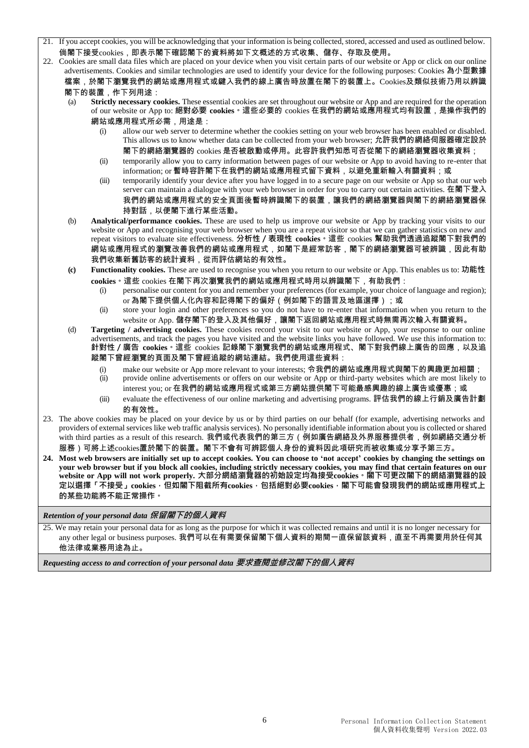21. If you accept cookies, you will be acknowledging that your information is being collected, stored, accessed and used as outlined below. 倘閣下接受cookies，即表示閣下確認閣下的資料將如下文概述的方式收集、儲存、存取及使用。

22. Cookies are small data files which are placed on your device when you visit certain parts of our website or App or click on our online advertisements. Cookies and similar technologies are used to identify your device for the following purposes: Cookies 為小型數據檔案，於閣下瀏覽我們的網站或應用程式或鍵入我們的線上廣告時放置在閣下的裝置上。Cookies及類似技術乃用以辨識閣下的裝置，作下列用途：

    (a) **Strictly necessary cookies.** These essential cookies are set throughout our website or App and are required for the operation of our website or App to: **絕對必要 cookies**。這些必要的 cookies 在我們的網站或應用程式均有設置，是操作我們的網站或應用程式所必需，用途是：

        (i) allow our web server to determine whether the cookies setting on your web browser has been enabled or disabled. This allows us to know whether data can be collected from your web browser; 允許我們的網絡伺服器確定設於閣下的網絡瀏覽器的 cookies 是否被啟動或停用。此容許我們知悉可否從閣下的網絡瀏覽器收集資料；

        (ii) temporarily allow you to carry information between pages of our website or App to avoid having to re-enter that information; or 暫時容許閣下在我們的網站或應用程式留下資料，以避免重新輸入有關資料；或

        (iii) temporarily identify your device after you have logged in to a secure page on our website or App so that our web server can maintain a dialogue with your web browser in order for you to carry out certain activities. 在閣下登入我們的網站或應用程式的安全頁面後暫時辨識閣下的裝置，讓我們的網絡瀏覽器與閣下的網絡瀏覽器保持對話，以便閣下進行某些活動。

    (b) **Analytical/performance cookies.** These are used to help us improve our website or App by tracking your visits to our website or App and recognising your web browser when you are a repeat visitor so that we can gather statistics on new and repeat visitors to evaluate site effectiveness. **分析性／表現性 cookies**。這些 cookies 幫助我們透過追蹤閣下對我們的網站或應用程式的瀏覽改善我們的網站或應用程式，如閣下是經常訪客，閣下的網絡瀏覽器可被辨識，因此有助我們收集新舊訪客的統計資料，從而評估網站的有效性。

    **(c) Functionality cookies.** These are used to recognise you when you return to our website or App. This enables us to: **功能性 cookies**。這些 cookies 在閣下再次瀏覽我們的網站或應用程式時用以辨識閣下，有助我們：

        (i) personalise our content for you and remember your preferences (for example, your choice of language and region); or 為閣下提供個人化內容和記得閣下的偏好（例如閣下的語言及地區選擇）；或

        (ii) store your login and other preferences so you do not have to re-enter that information when you return to the website or App. 儲存閣下的登入及其他偏好，讓閣下返回網站或應用程式時無需再次輸入有關資料。

    (d) **Targeting / advertising cookies.** These cookies record your visit to our website or App, your response to our online advertisements, and track the pages you have visited and the website links you have followed. We use this information to: **針對性／廣告 cookies**。這些 cookies 記錄閣下瀏覽我們的網站或應用程式、閣下對我們線上廣告的回應，以及追蹤閣下曾經瀏覽的頁面及閣下曾經追蹤的網站連結。我們使用這些資料：

        (i) make our website or App more relevant to your interests; 令我們的網站或應用程式與閣下的興趣更加相關；

        (ii) provide online advertisements or offers on our website or App or third-party websites which are most likely to interest you; or 在我們的網站或應用程式或第三方網站提供閣下可能最感興趣的線上廣告或優惠；或

        (iii) evaluate the effectiveness of our online marketing and advertising programs. 評估我們的線上行銷及廣告計劃的有效性。

23. The above cookies may be placed on your device by us or by third parties on our behalf (for example, advertising networks and providers of external services like web traffic analysis services). No personally identifiable information about you is collected or shared with third parties as a result of this research. 我們或代表我們的第三方（例如廣告網絡及外界服務提供者，例如網絡交通分析服務）可將上述cookies置於閣下的裝置。閣下不會有可辨認個人身份的資料因此項研究而被收集或分享予第三方。

**24. Most web browsers are initially set up to accept cookies. You can choose to 'not accept' cookies by changing the settings on your web browser but if you block all cookies, including strictly necessary cookies, you may find that certain features on our website or App will not work properly. 大部分網絡瀏覽器的初始設定均為接受cookies。閣下可更改閣下的網絡瀏覽器的設定以選擇「不接受」cookies，但如閣下阻截所有cookies，包括絕對必要cookies，閣下可能會發現我們的網站或應用程式上的某些功能將不能正常操作。**

***Retention of your personal data 保留閣下的個人資料***

25. We may retain your personal data for as long as the purpose for which it was collected remains and until it is no longer necessary for any other legal or business purposes. 我們可以在有需要保留閣下個人資料的期間一直保留該資料，直至不再需要用於任何其他法律或業務用途為止。

***Requesting access to and correction of your personal data 要求查閱並修改閣下的個人資料***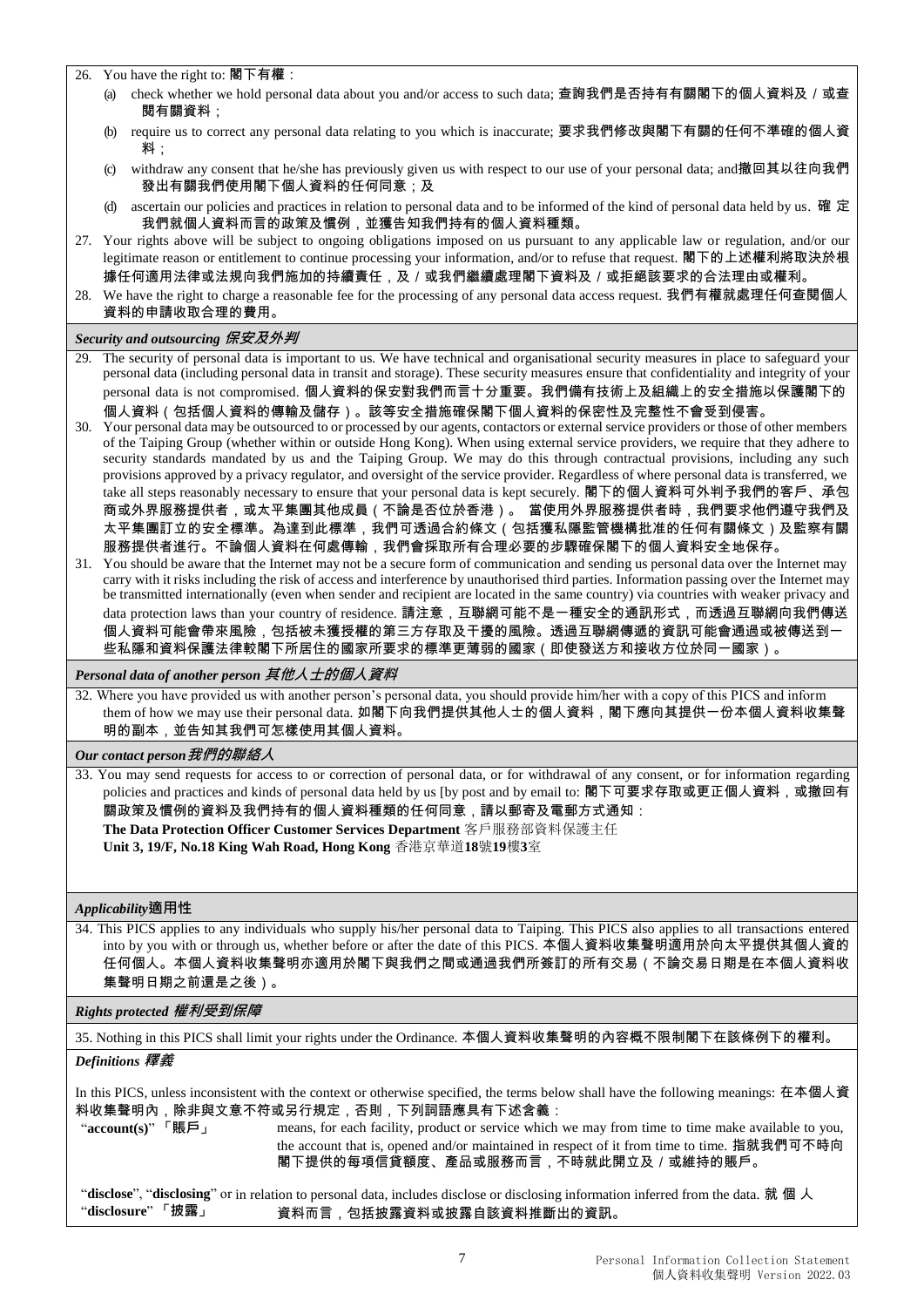26. You have the right to: 閣下有權：
    (a) check whether we hold personal data about you and/or access to such data; 查詢我們是否持有有關閣下的個人資料及／或查閱有關資料；
    (b) require us to correct any personal data relating to you which is inaccurate; 要求我們修改與閣下有關的任何不準確的個人資料；
    (c) withdraw any consent that he/she has previously given us with respect to our use of your personal data; and撤回其以往向我們發出有關我們使用閣下個人資料的任何同意；及
    (d) ascertain our policies and practices in relation to personal data and to be informed of the kind of personal data held by us. 確定我們就個人資料而言的政策及慣例，並獲告知我們持有的個人資料種類。
27. Your rights above will be subject to ongoing obligations imposed on us pursuant to any applicable law or regulation, and/or our legitimate reason or entitlement to continue processing your information, and/or to refuse that request. 閣下的上述權利將取決於根據任何適用法律或法規向我們施加的持續責任，及／或我們繼續處理閣下資料及／或拒絕該要求的合法理由或權利。
28. We have the right to charge a reasonable fee for the processing of any personal data access request. 我們有權就處理任何查閱個人資料的申請收取合理的費用。

***Security and outsourcing 保安及外判***

29. The security of personal data is important to us. We have technical and organisational security measures in place to safeguard your personal data (including personal data in transit and storage). These security measures ensure that confidentiality and integrity of your personal data is not compromised. 個人資料的保安對我們而言十分重要。我們備有技術上及組織上的安全措施以保護閣下的個人資料（包括個人資料的傳輸及儲存）。該等安全措施確保閣下個人資料的保密性及完整性不會受到侵害。
30. Your personal data may be outsourced to or processed by our agents, contactors or external service providers or those of other members of the Taiping Group (whether within or outside Hong Kong). When using external service providers, we require that they adhere to security standards mandated by us and the Taiping Group. We may do this through contractual provisions, including any such provisions approved by a privacy regulator, and oversight of the service provider. Regardless of where personal data is transferred, we take all steps reasonably necessary to ensure that your personal data is kept securely. 閣下的個人資料可外判予我們的客戶、承包商或外界服務提供者，或太平集團其他成員（不論是否位於香港）。 當使用外界服務提供者時，我們要求他們遵守我們及太平集團訂立的安全標準。為達到此標準，我們可透過合約條文（包括獲私隱監管機構批准的任何有關條文）及監察有關服務提供者進行。不論個人資料在何處傳輸，我們會採取所有合理必要的步驟確保閣下的個人資料安全地保存。
31. You should be aware that the Internet may not be a secure form of communication and sending us personal data over the Internet may carry with it risks including the risk of access and interference by unauthorised third parties. Information passing over the Internet may be transmitted internationally (even when sender and recipient are located in the same country) via countries with weaker privacy and data protection laws than your country of residence. 請注意，互聯網可能不是一種安全的通訊形式，而透過互聯網向我們傳送個人資料可能會帶來風險，包括被未獲授權的第三方存取及干擾的風險。透過互聯網傳遞的資訊可能會通過或被傳送到一些私隱和資料保護法律較閣下所居住的國家所要求的標準更薄弱的國家（即使發送方和接收方位於同一國家）。

***Personal data of another person 其他人士的個人資料***

32. Where you have provided us with another person's personal data, you should provide him/her with a copy of this PICS and inform them of how we may use their personal data. 如閣下向我們提供其他人士的個人資料，閣下應向其提供一份本個人資料收集聲明的副本，並告知其我們可怎樣使用其個人資料。

***Our contact person 我們的聯絡人***

33. You may send requests for access to or correction of personal data, or for withdrawal of any consent, or for information regarding policies and practices and kinds of personal data held by us [by post and by email to: 閣下可要求存取或更正個人資料，或撤回有關政策及慣例的資料及我們持有的個人資料種類的任何同意，請以郵寄及電郵方式通知：

    **The Data Protection Officer Customer Services Department** 客戶服務部資料保護主任

    **Unit 3, 19/F, No.18 King Wah Road, Hong Kong** 香港京華道**18**號**19**樓**3**室

***Applicability 適用性***

34. This PICS applies to any individuals who supply his/her personal data to Taiping. This PICS also applies to all transactions entered into by you with or through us, whether before or after the date of this PICS. 本個人資料收集聲明適用於向太平提供其個人資的任何個人。本個人資料收集聲明亦適用於閣下與我們之間或通過我們所簽訂的所有交易（不論交易日期是在本個人資料收集聲明日期之前還是之後）。

***Rights protected 權利受到保障***

35. Nothing in this PICS shall limit your rights under the Ordinance. 本個人資料收集聲明的內容概不限制閣下在該條例下的權利。

***Definitions 釋義***

In this PICS, unless inconsistent with the context or otherwise specified, the terms below shall have the following meanings: 在本個人資料收集聲明內，除非與文意不符或另行規定，否則，下列詞語應具有下述含義：

| | |
|---|---|
| "**account(s)**" 「賬戶」 | means, for each facility, product or service which we may from time to time make available to you, the account that is, opened and/or maintained in respect of it from time to time. 指就我們可不時向閣下提供的每項信貸額度、產品或服務而言，不時就此開立及／或維持的賬戶。 |
| "**disclose**", "**disclosing**" "**disclosure**" 「披露」 | or in relation to personal data, includes disclose or disclosing information inferred from the data. 就個人資料而言，包括披露資料或披露自該資料推斷出的資訊。 |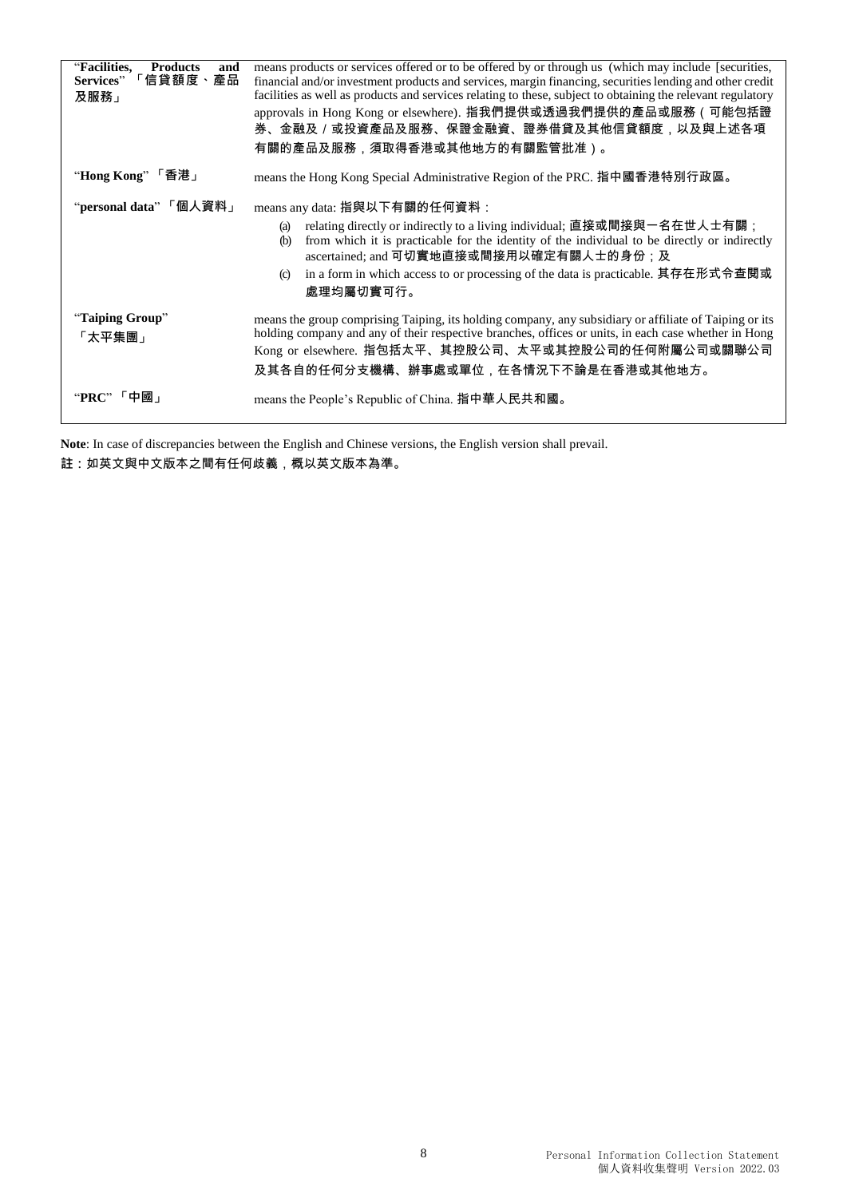| | |
|---|---|
| "**Facilities, Products and Services**" 「信貸額度、產品及服務」 | means products or services offered or to be offered by or through us (which may include [securities, financial and/or investment products and services, margin financing, securities lending and other credit facilities as well as products and services relating to these, subject to obtaining the relevant regulatory approvals in Hong Kong or elsewhere). 指我們提供或透過我們提供的產品或服務（可能包括證券、金融及／或投資產品及服務、保證金融資、證券借貸及其他信貸額度，以及與上述各項有關的產品及服務，須取得香港或其他地方的有關監管批准）。 |
| "**Hong Kong**" 「香港」 | means the Hong Kong Special Administrative Region of the PRC. 指中國香港特別行政區。 |
| "**personal data**" 「個人資料」 | means any data: 指與以下有關的任何資料：<br>(a) relating directly or indirectly to a living individual; 直接或間接與一名在世人士有關；<br>(b) from which it is practicable for the identity of the individual to be directly or indirectly ascertained; and 可切實地直接或間接用以確定有關人士的身份；及<br>(c) in a form in which access to or processing of the data is practicable. 其存在形式令查閱或處理均屬切實可行。 |
| "**Taiping Group**" 「太平集團」 | means the group comprising Taiping, its holding company, any subsidiary or affiliate of Taiping or its holding company and any of their respective branches, offices or units, in each case whether in Hong Kong or elsewhere. 指包括太平、其控股公司、太平或其控股公司的任何附屬公司或關聯公司及其各自的任何分支機構、辦事處或單位，在各情況下不論是在香港或其他地方。 |
| "**PRC**" 「中國」 | means the People's Republic of China. 指中華人民共和國。 |

**Note**: In case of discrepancies between the English and Chinese versions, the English version shall prevail.

**註：如英文與中文版本之間有任何歧義，概以英文版本為準。**